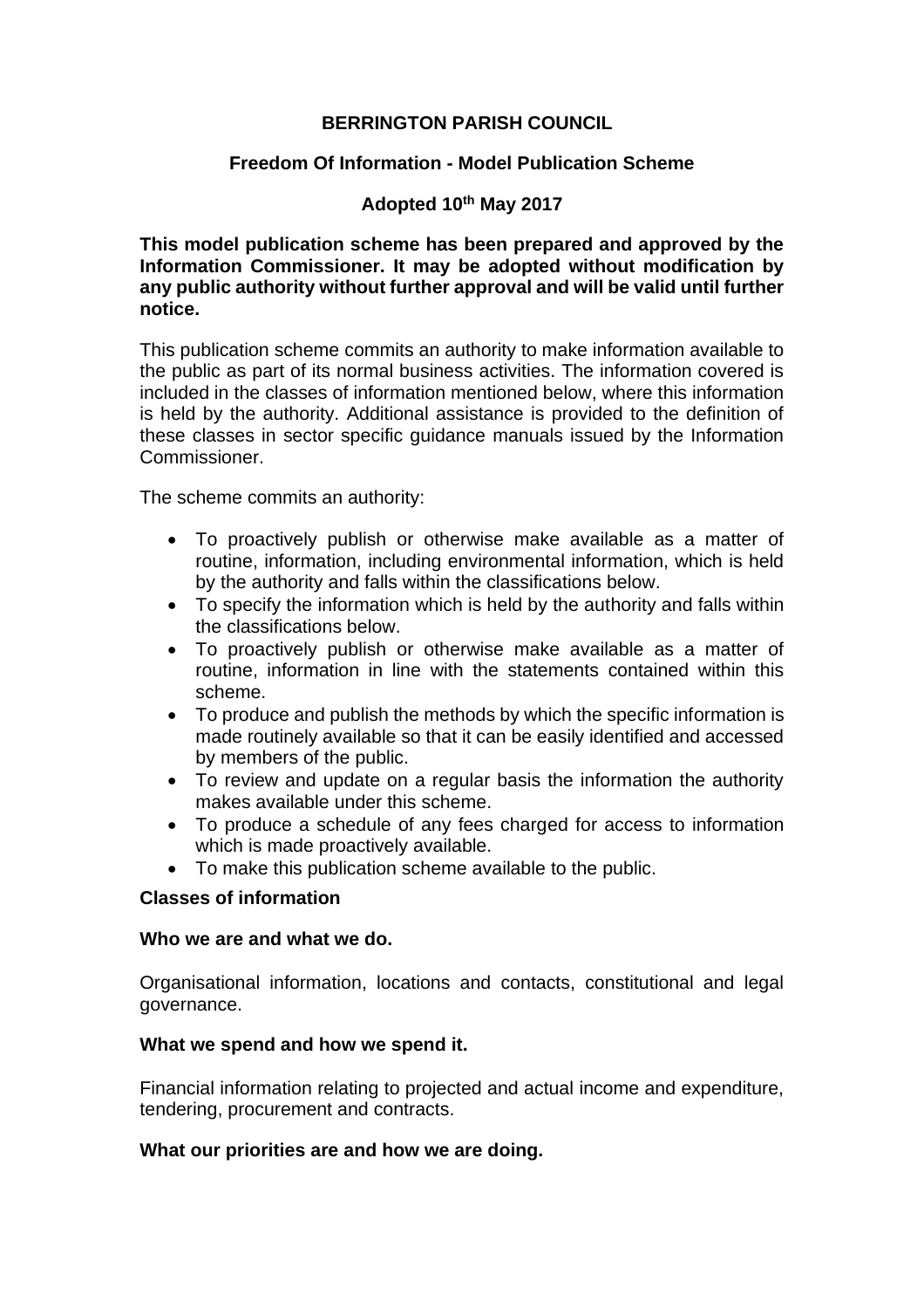# BERRINGTON PARISH COUNCIL

## Freedom Of Information - Model Publication Scheme

### Adopted 10th May 2017

**This model publication scheme has been prepared and approved by the Information Commissioner. It may be adopted without modification by any public authority without further approval and will be valid until further notice.**

This publication scheme commits an authority to make information available to the public as part of its normal business activities. The information covered is included in the classes of information mentioned below, where this information is held by the authority. Additional assistance is provided to the definition of these classes in sector specific guidance manuals issued by the Information Commissioner.

The scheme commits an authority:

- To proactively publish or otherwise make available as a matter of routine, information, including environmental information, which is held by the authority and falls within the classifications below.
- To specify the information which is held by the authority and falls within the classifications below.
- To proactively publish or otherwise make available as a matter of routine, information in line with the statements contained within this scheme.
- To produce and publish the methods by which the specific information is made routinely available so that it can be easily identified and accessed by members of the public.
- To review and update on a regular basis the information the authority makes available under this scheme.
- To produce a schedule of any fees charged for access to information which is made proactively available.
- To make this publication scheme available to the public.

**Classes of information**

**Who we are and what we do.**

Organisational information, locations and contacts, constitutional and legal governance.

**What we spend and how we spend it.**

Financial information relating to projected and actual income and expenditure, tendering, procurement and contracts.

**What our priorities are and how we are doing.**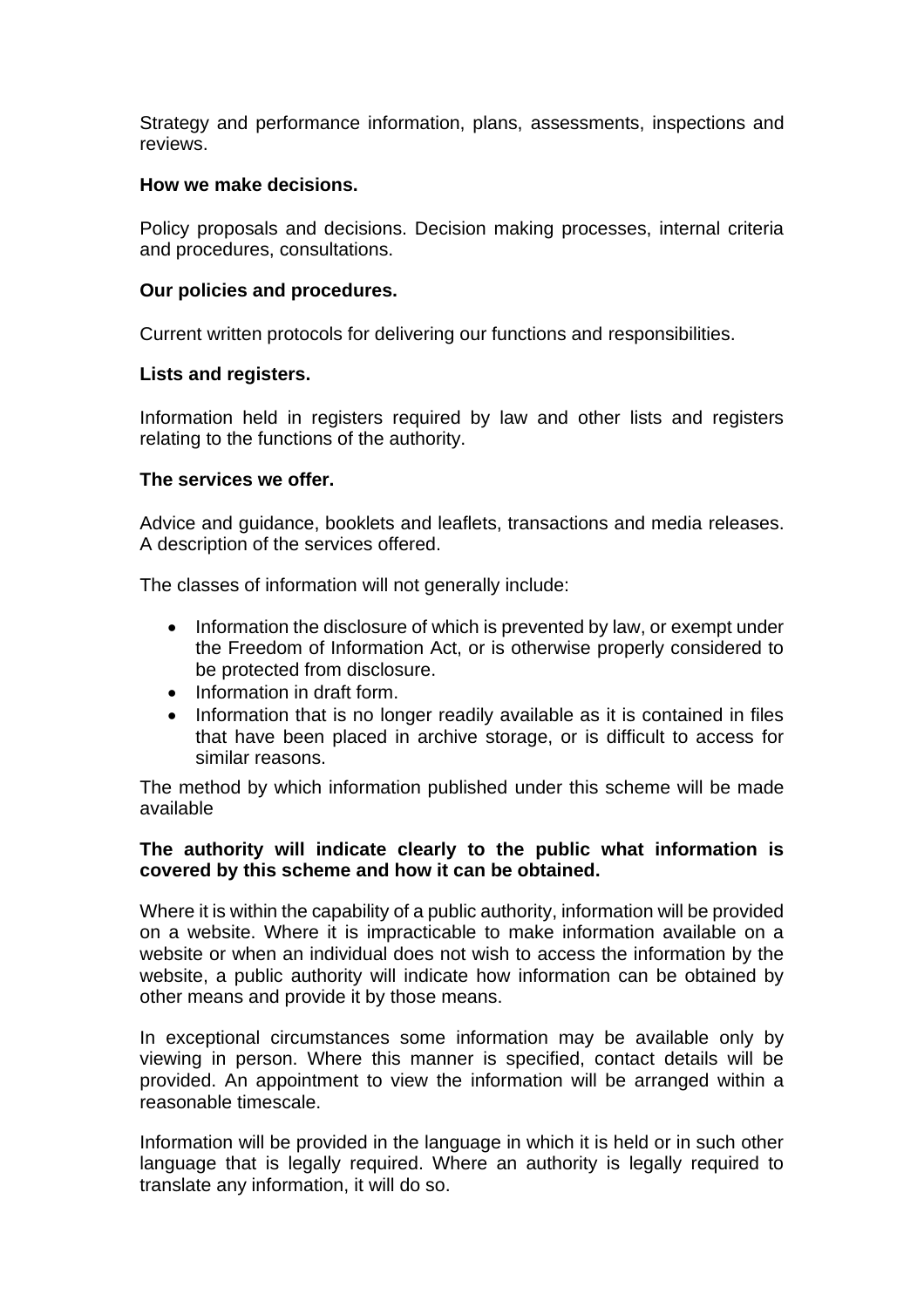Strategy and performance information, plans, assessments, inspections and reviews.

**How we make decisions.**

Policy proposals and decisions. Decision making processes, internal criteria and procedures, consultations.

**Our policies and procedures.**

Current written protocols for delivering our functions and responsibilities.

**Lists and registers.**

Information held in registers required by law and other lists and registers relating to the functions of the authority.

**The services we offer.**

Advice and guidance, booklets and leaflets, transactions and media releases. A description of the services offered.

The classes of information will not generally include:

- Information the disclosure of which is prevented by law, or exempt under the Freedom of Information Act, or is otherwise properly considered to be protected from disclosure.
- Information in draft form.
- Information that is no longer readily available as it is contained in files that have been placed in archive storage, or is difficult to access for similar reasons.

The method by which information published under this scheme will be made available

**The authority will indicate clearly to the public what information is covered by this scheme and how it can be obtained.**

Where it is within the capability of a public authority, information will be provided on a website. Where it is impracticable to make information available on a website or when an individual does not wish to access the information by the website, a public authority will indicate how information can be obtained by other means and provide it by those means.

In exceptional circumstances some information may be available only by viewing in person. Where this manner is specified, contact details will be provided. An appointment to view the information will be arranged within a reasonable timescale.

Information will be provided in the language in which it is held or in such other language that is legally required. Where an authority is legally required to translate any information, it will do so.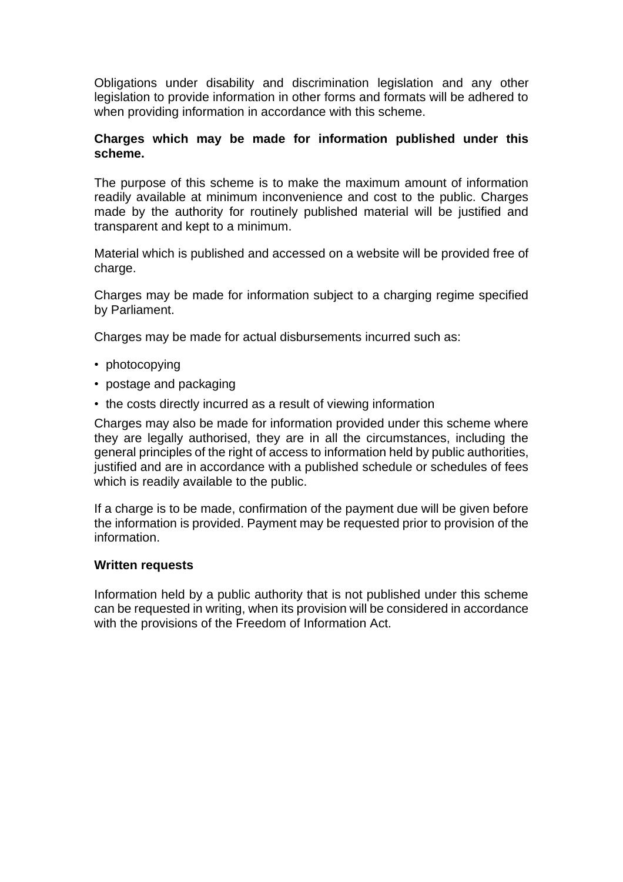Obligations under disability and discrimination legislation and any other legislation to provide information in other forms and formats will be adhered to when providing information in accordance with this scheme.

**Charges which may be made for information published under this scheme.**

The purpose of this scheme is to make the maximum amount of information readily available at minimum inconvenience and cost to the public. Charges made by the authority for routinely published material will be justified and transparent and kept to a minimum.

Material which is published and accessed on a website will be provided free of charge.

Charges may be made for information subject to a charging regime specified by Parliament.

Charges may be made for actual disbursements incurred such as:

- photocopying
- postage and packaging
- the costs directly incurred as a result of viewing information

Charges may also be made for information provided under this scheme where they are legally authorised, they are in all the circumstances, including the general principles of the right of access to information held by public authorities, justified and are in accordance with a published schedule or schedules of fees which is readily available to the public.

If a charge is to be made, confirmation of the payment due will be given before the information is provided. Payment may be requested prior to provision of the information.

**Written requests**

Information held by a public authority that is not published under this scheme can be requested in writing, when its provision will be considered in accordance with the provisions of the Freedom of Information Act.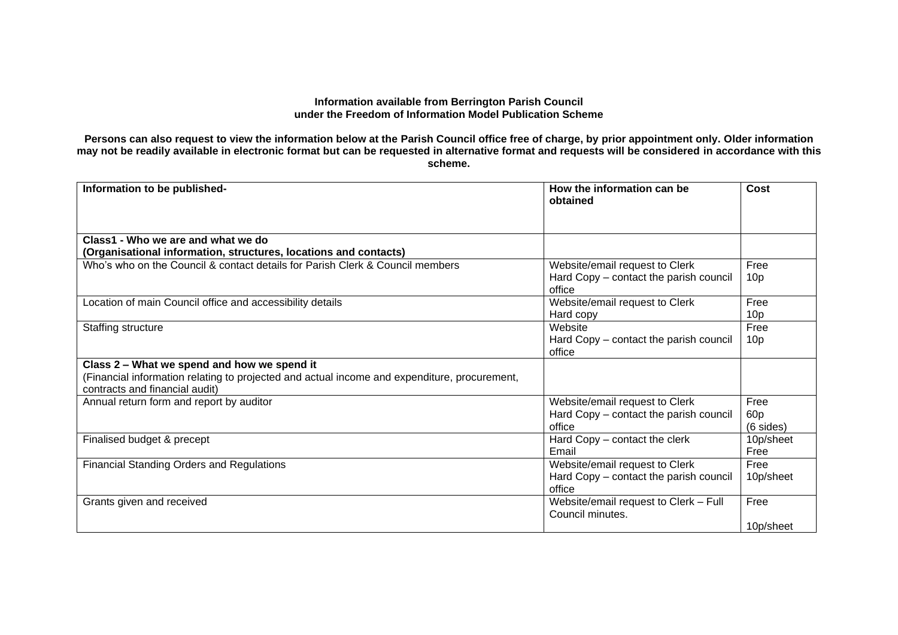**Information available from Berrington Parish Council under the Freedom of Information Model Publication Scheme**

**Persons can also request to view the information below at the Parish Council office free of charge, by prior appointment only. Older information may not be readily available in electronic format but can be requested in alternative format and requests will be considered in accordance with this scheme.**

| Information to be published- | How the information can be obtained | Cost |
|---|---|---|
| **Class1 - Who we are and what we do (Organisational information, structures, locations and contacts)** | | |
| Who's who on the Council & contact details for Parish Clerk & Council members | Website/email request to Clerk<br>Hard Copy – contact the parish council office | Free<br>10p |
| Location of main Council office and accessibility details | Website/email request to Clerk<br>Hard copy | Free<br>10p |
| Staffing structure | Website<br>Hard Copy – contact the parish council office | Free<br>10p |
| **Class 2 – What we spend and how we spend it**<br>(Financial information relating to projected and actual income and expenditure, procurement, contracts and financial audit) | | |
| Annual return form and report by auditor | Website/email request to Clerk<br>Hard Copy – contact the parish council office | Free<br>60p (6 sides) |
| Finalised budget & precept | Hard Copy – contact the clerk<br>Email | 10p/sheet<br>Free |
| Financial Standing Orders and Regulations | Website/email request to Clerk<br>Hard Copy – contact the parish council office | Free<br>10p/sheet |
| Grants given and received | Website/email request to Clerk – Full Council minutes. | Free<br>10p/sheet |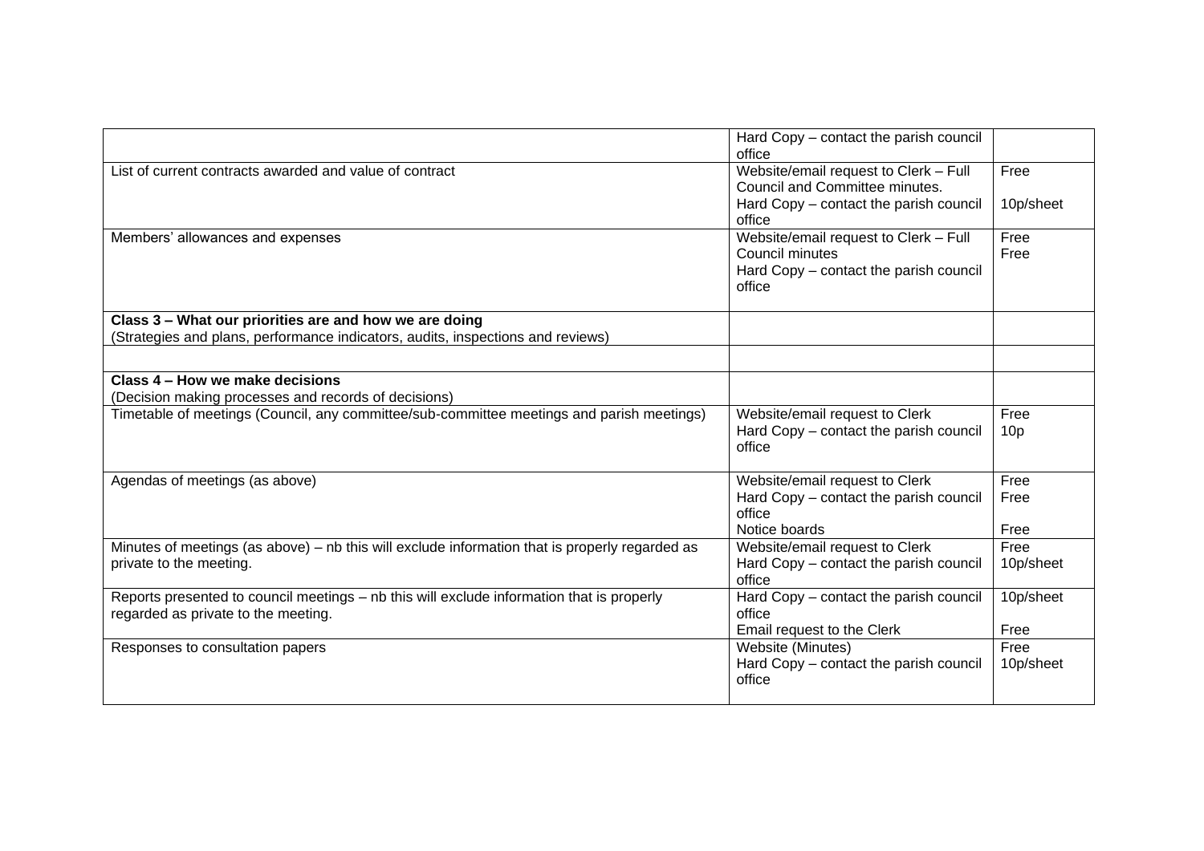| | | |
|---|---|---|
| | Hard Copy – contact the parish council office | |
| List of current contracts awarded and value of contract | Website/email request to Clerk – Full Council and Committee minutes.<br>Hard Copy – contact the parish council office | Free<br><br>10p/sheet |
| Members' allowances and expenses | Website/email request to Clerk – Full Council minutes<br>Hard Copy – contact the parish council office | Free<br>Free |
| **Class 3 – What our priorities are and how we are doing**<br>(Strategies and plans, performance indicators, audits, inspections and reviews) | | |
| | | |
| **Class 4 – How we make decisions**<br>(Decision making processes and records of decisions) | | |
| Timetable of meetings (Council, any committee/sub-committee meetings and parish meetings) | Website/email request to Clerk<br>Hard Copy – contact the parish council office | Free<br>10p |
| Agendas of meetings (as above) | Website/email request to Clerk<br>Hard Copy – contact the parish council office<br>Notice boards | Free<br>Free<br><br>Free |
| Minutes of meetings (as above) – nb this will exclude information that is properly regarded as private to the meeting. | Website/email request to Clerk<br>Hard Copy – contact the parish council office | Free<br>10p/sheet |
| Reports presented to council meetings – nb this will exclude information that is properly regarded as private to the meeting. | Hard Copy – contact the parish council office<br>Email request to the Clerk | 10p/sheet<br><br>Free |
| Responses to consultation papers | Website (Minutes)<br>Hard Copy – contact the parish council office | Free<br>10p/sheet |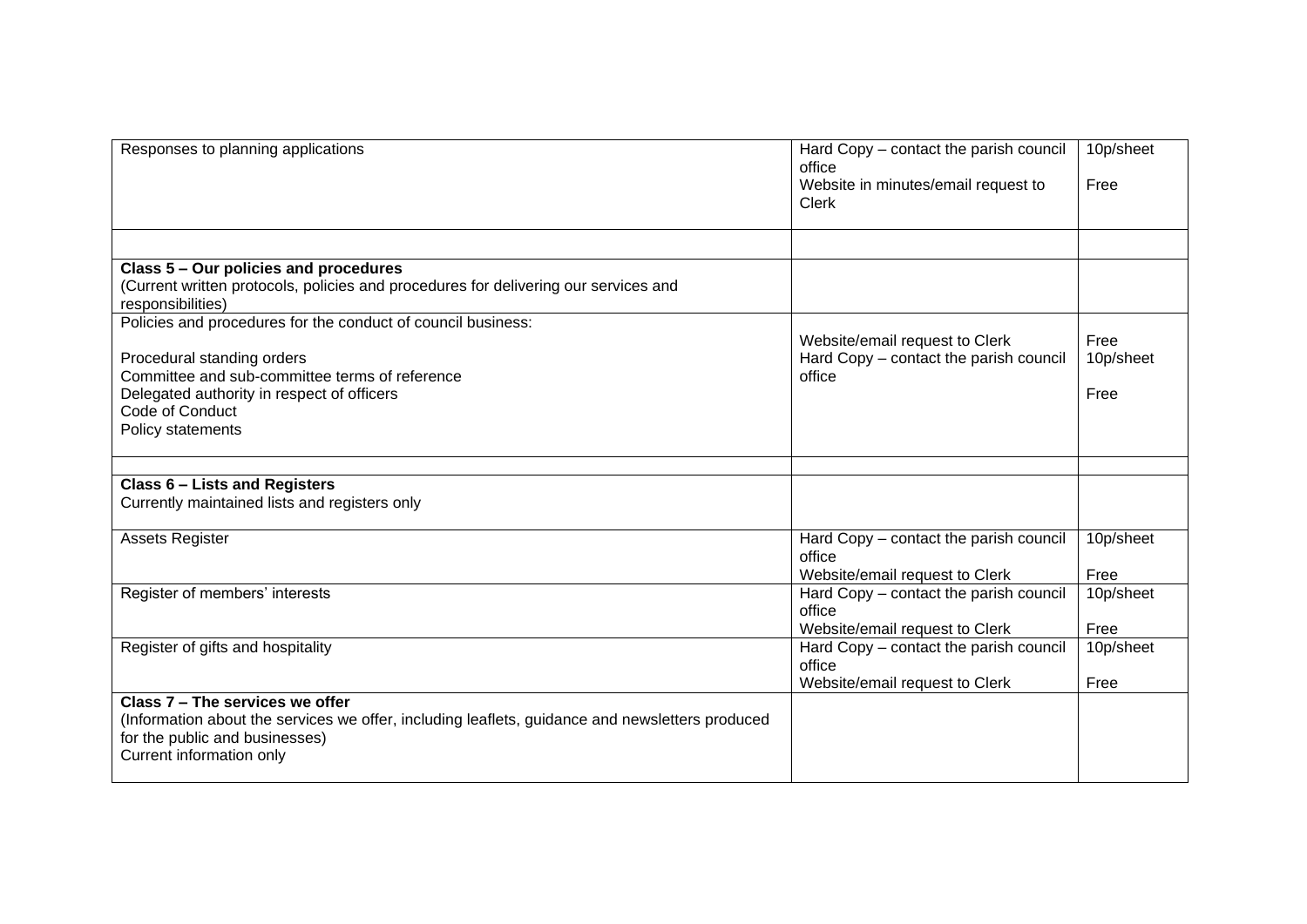| | | |
|---|---|---|
| Responses to planning applications | Hard Copy – contact the parish council office<br>Website in minutes/email request to Clerk | 10p/sheet<br>Free |
| | | |
| **Class 5 – Our policies and procedures**<br>(Current written protocols, policies and procedures for delivering our services and responsibilities) | | |
| Policies and procedures for the conduct of council business:<br><br>Procedural standing orders<br>Committee and sub-committee terms of reference<br>Delegated authority in respect of officers<br>Code of Conduct<br>Policy statements | Website/email request to Clerk<br>Hard Copy – contact the parish council office | Free<br>10p/sheet<br><br>Free |
| | | |
| **Class 6 – Lists and Registers**<br>Currently maintained lists and registers only | | |
| Assets Register | Hard Copy – contact the parish council office<br>Website/email request to Clerk | 10p/sheet<br>Free |
| Register of members' interests | Hard Copy – contact the parish council office<br>Website/email request to Clerk | 10p/sheet<br>Free |
| Register of gifts and hospitality | Hard Copy – contact the parish council office<br>Website/email request to Clerk | 10p/sheet<br>Free |
| **Class 7 – The services we offer**<br>(Information about the services we offer, including leaflets, guidance and newsletters produced for the public and businesses)<br>Current information only | | |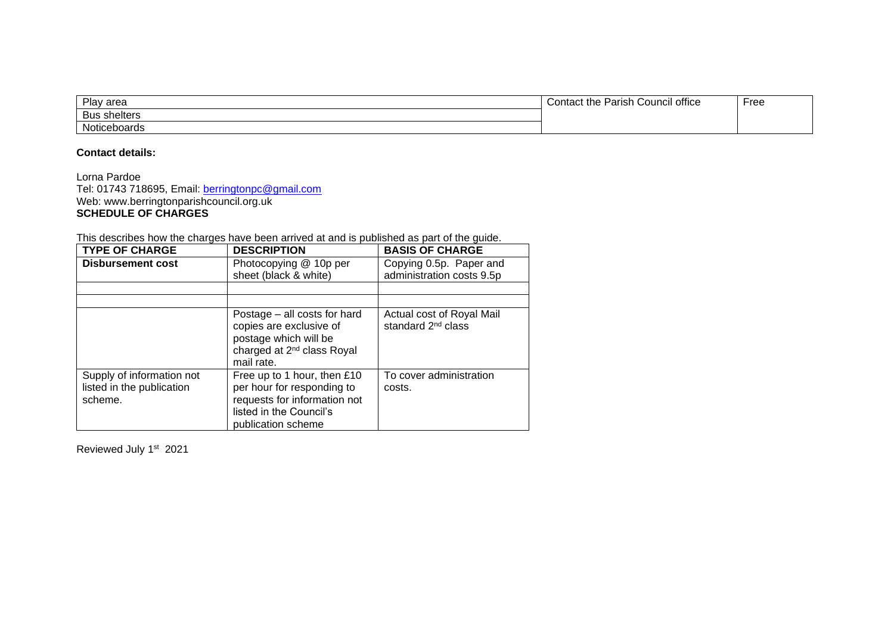| | | |
|---|---|---|
| Play area | Contact the Parish Council office | Free |
| Bus shelters | | |
| Noticeboards | | |

**Contact details:**

Lorna Pardoe
Tel: 01743 718695, Email: berringtonpc@gmail.com
Web: www.berringtonparishcouncil.org.uk

**SCHEDULE OF CHARGES**

This describes how the charges have been arrived at and is published as part of the guide.

| TYPE OF CHARGE | DESCRIPTION | BASIS OF CHARGE |
|---|---|---|
| **Disbursement cost** | Photocopying @ 10p per sheet (black & white) | Copying 0.5p. Paper and administration costs 9.5p |
| | | |
| | | |
| | Postage – all costs for hard copies are exclusive of postage which will be charged at 2nd class Royal mail rate. | Actual cost of Royal Mail standard 2nd class |
| Supply of information not listed in the publication scheme. | Free up to 1 hour, then £10 per hour for responding to requests for information not listed in the Council's publication scheme | To cover administration costs. |

Reviewed July 1st 2021